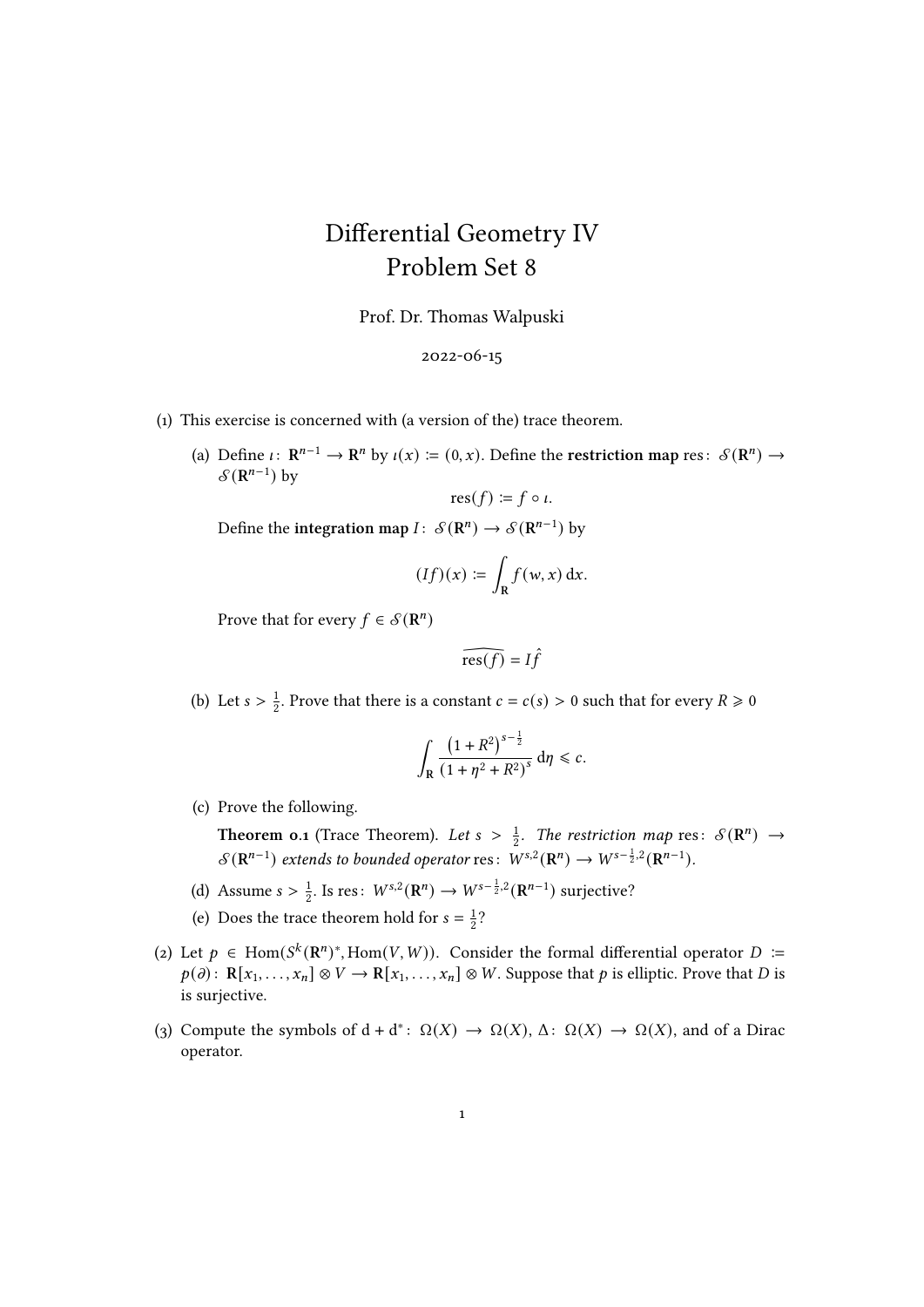# Differential Geometry IV
## Problem Set 8

Prof. Dr. Thomas Walpuski

2022-06-15

(1) This exercise is concerned with (a version of the) trace theorem.

(a) Define $\iota\colon \mathbf{R}^{n-1} \to \mathbf{R}^n$ by $\iota(x) \coloneqq (0, x)$. Define the **restriction map** $\mathrm{res}\colon \mathcal{S}(\mathbf{R}^n) \to \mathcal{S}(\mathbf{R}^{n-1})$ by

$$\mathrm{res}(f) \coloneqq f \circ \iota.$$

Define the **integration map** $I\colon \mathcal{S}(\mathbf{R}^n) \to \mathcal{S}(\mathbf{R}^{n-1})$ by

$$(If)(x) \coloneqq \int_{\mathbf{R}} f(w, x)\,\mathrm{d}x.$$

Prove that for every $f \in \mathcal{S}(\mathbf{R}^n)$

$$\widehat{\mathrm{res}(f)} = I\hat{f}$$

(b) Let $s > \frac{1}{2}$. Prove that there is a constant $c = c(s) > 0$ such that for every $R \geqslant 0$

$$\int_{\mathbf{R}} \frac{\left(1 + R^2\right)^{s-\frac{1}{2}}}{\left(1 + \eta^2 + R^2\right)^s}\,\mathrm{d}\eta \leqslant c.$$

(c) Prove the following.

**Theorem 0.1** (Trace Theorem). *Let $s > \frac{1}{2}$. The restriction map $\mathrm{res}\colon \mathcal{S}(\mathbf{R}^n) \to \mathcal{S}(\mathbf{R}^{n-1})$ extends to bounded operator $\mathrm{res}\colon W^{s,2}(\mathbf{R}^n) \to W^{s-\frac{1}{2},2}(\mathbf{R}^{n-1})$.*

(d) Assume $s > \frac{1}{2}$. Is $\mathrm{res}\colon W^{s,2}(\mathbf{R}^n) \to W^{s-\frac{1}{2},2}(\mathbf{R}^{n-1})$ surjective?

(e) Does the trace theorem hold for $s = \frac{1}{2}$?

(2) Let $p \in \mathrm{Hom}(S^k(\mathbf{R}^n)^*, \mathrm{Hom}(V, W))$. Consider the formal differential operator $D \coloneqq p(\partial)\colon \mathbf{R}[x_1, \ldots, x_n] \otimes V \to \mathbf{R}[x_1, \ldots, x_n] \otimes W$. Suppose that $p$ is elliptic. Prove that $D$ is is surjective.

(3) Compute the symbols of $\mathrm{d} + \mathrm{d}^*\colon \Omega(X) \to \Omega(X)$, $\Delta\colon \Omega(X) \to \Omega(X)$, and of a Dirac operator.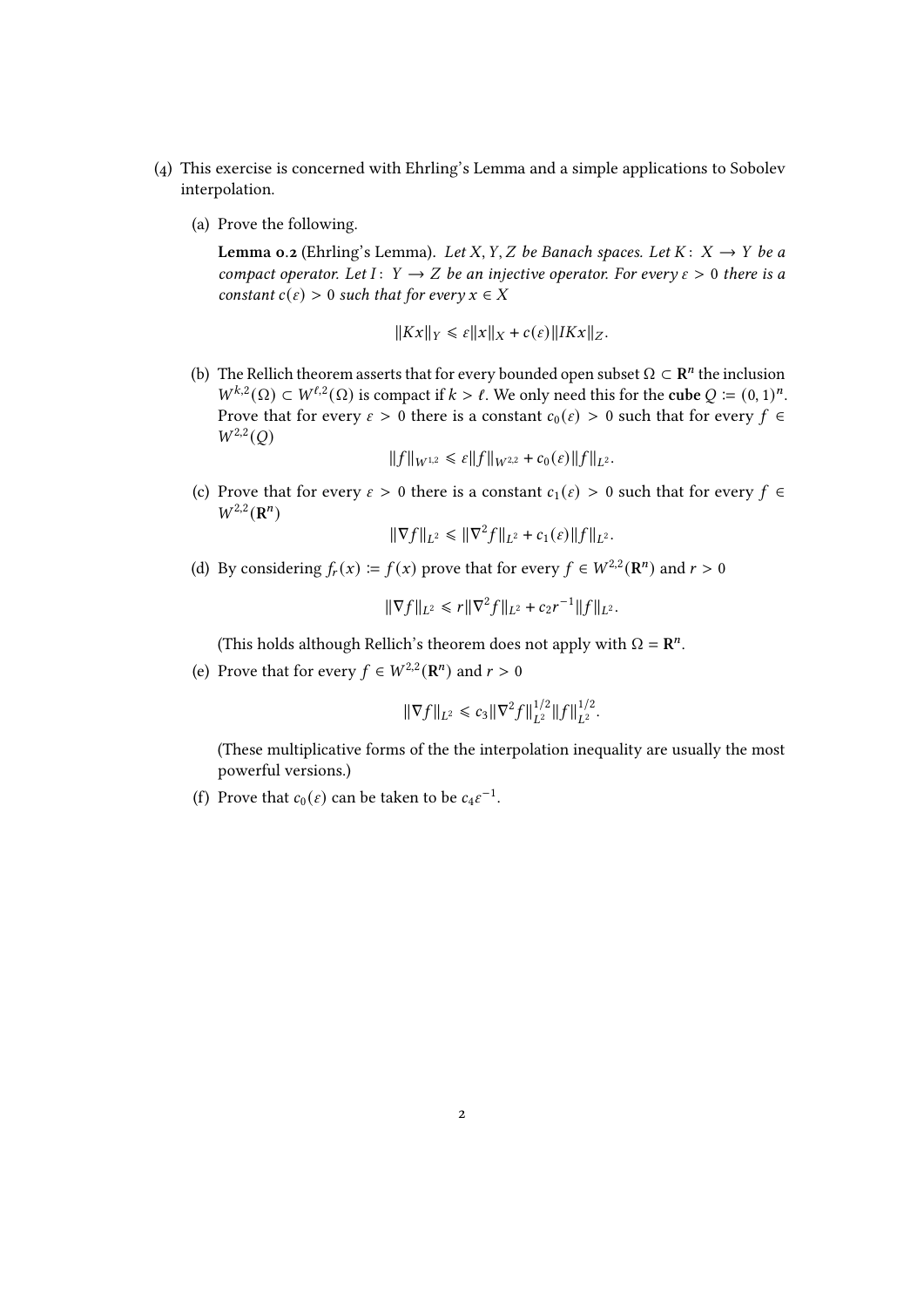(4) This exercise is concerned with Ehrling's Lemma and a simple applications to Sobolev interpolation.

(a) Prove the following.

**Lemma 0.2** (Ehrling's Lemma). *Let $X, Y, Z$ be Banach spaces. Let $K\colon X \to Y$ be a compact operator. Let $I\colon Y \to Z$ be an injective operator. For every $\varepsilon > 0$ there is a constant $c(\varepsilon) > 0$ such that for every $x \in X$*

$$\|Kx\|_Y \leqslant \varepsilon \|x\|_X + c(\varepsilon)\|IKx\|_Z.$$

(b) The Rellich theorem asserts that for every bounded open subset $\Omega \subset \mathbf{R}^n$ the inclusion $W^{k,2}(\Omega) \subset W^{\ell,2}(\Omega)$ is compact if $k > \ell$. We only need this for the **cube** $Q := (0,1)^n$. Prove that for every $\varepsilon > 0$ there is a constant $c_0(\varepsilon) > 0$ such that for every $f \in W^{2,2}(Q)$

$$\|f\|_{W^{1,2}} \leqslant \varepsilon \|f\|_{W^{2,2}} + c_0(\varepsilon)\|f\|_{L^2}.$$

(c) Prove that for every $\varepsilon > 0$ there is a constant $c_1(\varepsilon) > 0$ such that for every $f \in W^{2,2}(\mathbf{R}^n)$

$$\|\nabla f\|_{L^2} \leqslant \|\nabla^2 f\|_{L^2} + c_1(\varepsilon)\|f\|_{L^2}.$$

(d) By considering $f_r(x) := f(x)$ prove that for every $f \in W^{2,2}(\mathbf{R}^n)$ and $r > 0$

$$\|\nabla f\|_{L^2} \leqslant r\|\nabla^2 f\|_{L^2} + c_2 r^{-1}\|f\|_{L^2}.$$

(This holds although Rellich's theorem does not apply with $\Omega = \mathbf{R}^n$.

(e) Prove that for every $f \in W^{2,2}(\mathbf{R}^n)$ and $r > 0$

$$\|\nabla f\|_{L^2} \leqslant c_3 \|\nabla^2 f\|_{L^2}^{1/2}\|f\|_{L^2}^{1/2}.$$

(These multiplicative forms of the the interpolation inequality are usually the most powerful versions.)

(f) Prove that $c_0(\varepsilon)$ can be taken to be $c_4\varepsilon^{-1}$.